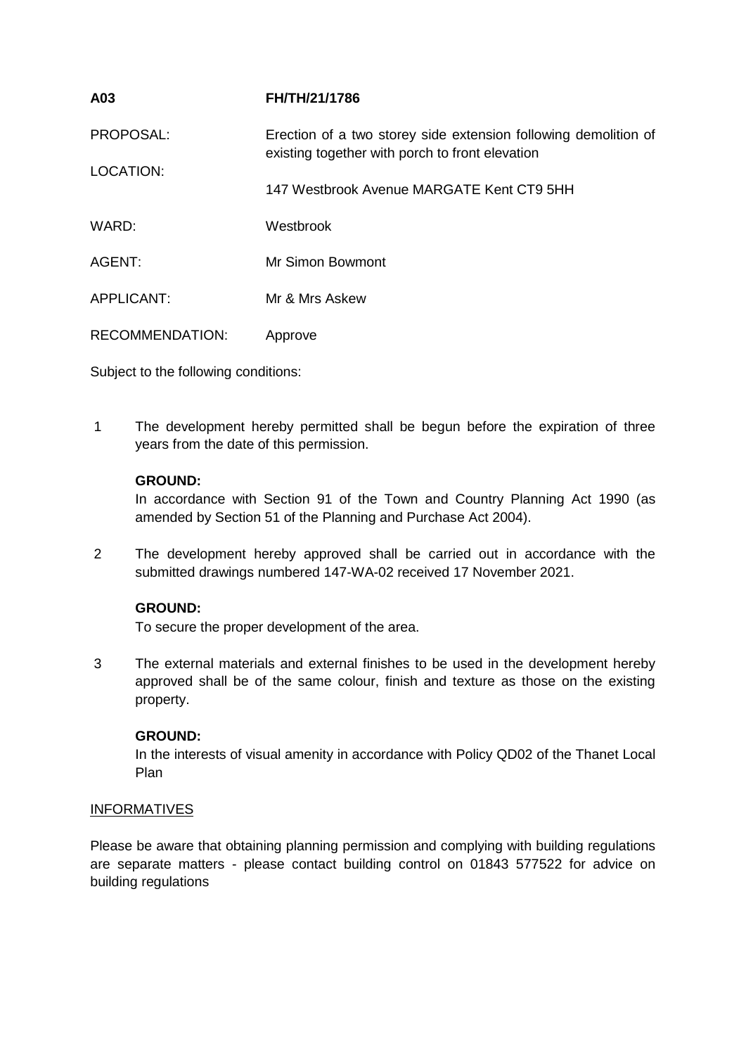**A03** **FH/TH/21/1786**

| | |
|---|---|
| PROPOSAL: | Erection of a two storey side extension following demolition of existing together with porch to front elevation |
| LOCATION: | 147 Westbrook Avenue MARGATE Kent CT9 5HH |
| WARD: | Westbrook |
| AGENT: | Mr Simon Bowmont |
| APPLICANT: | Mr & Mrs Askew |
| RECOMMENDATION: | Approve |

Subject to the following conditions:

1 The development hereby permitted shall be begun before the expiration of three years from the date of this permission.

**GROUND:**
In accordance with Section 91 of the Town and Country Planning Act 1990 (as amended by Section 51 of the Planning and Purchase Act 2004).

2 The development hereby approved shall be carried out in accordance with the submitted drawings numbered 147-WA-02 received 17 November 2021.

**GROUND:**
To secure the proper development of the area.

3 The external materials and external finishes to be used in the development hereby approved shall be of the same colour, finish and texture as those on the existing property.

**GROUND:**
In the interests of visual amenity in accordance with Policy QD02 of the Thanet Local Plan

INFORMATIVES

Please be aware that obtaining planning permission and complying with building regulations are separate matters - please contact building control on 01843 577522 for advice on building regulations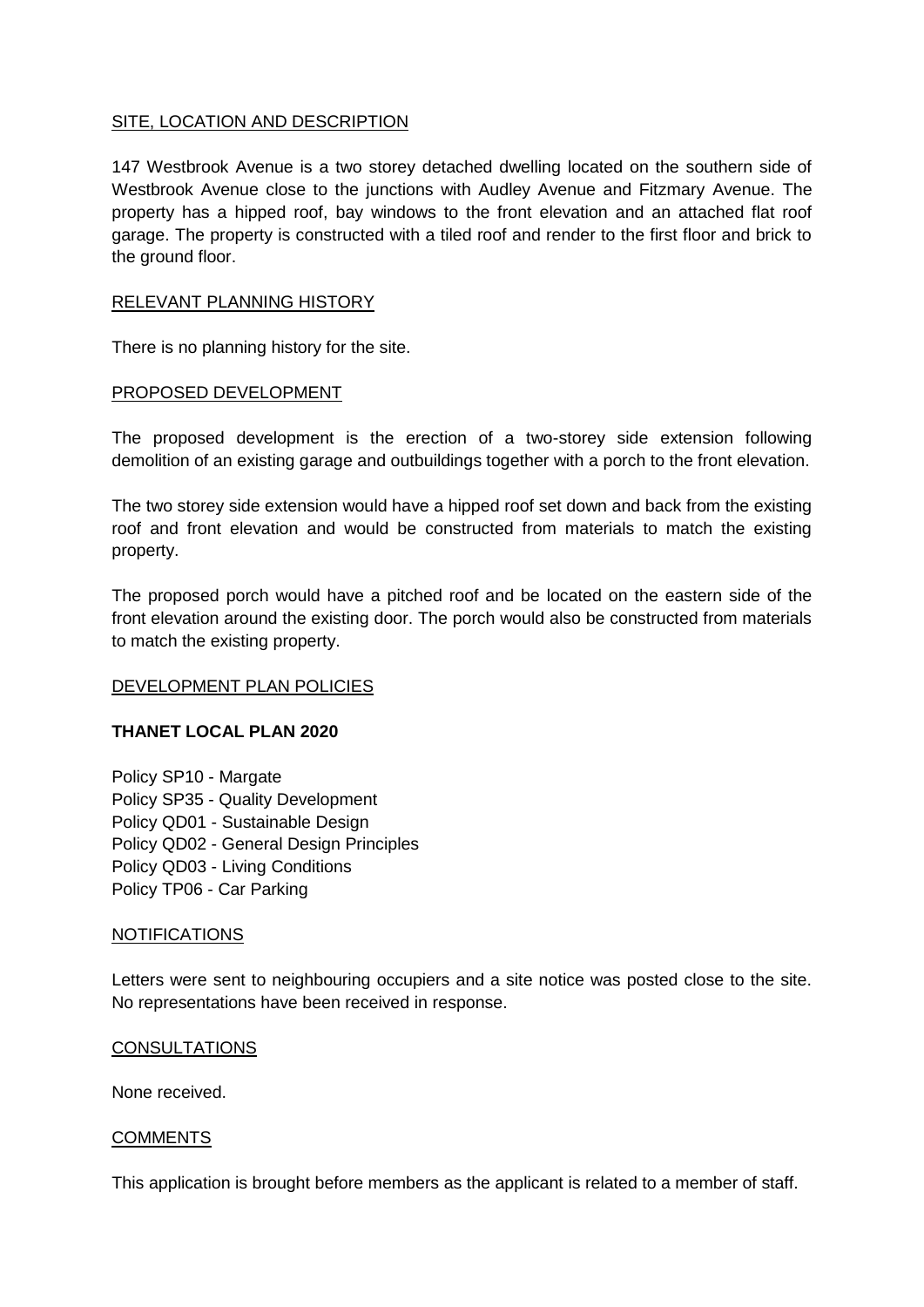## SITE, LOCATION AND DESCRIPTION

147 Westbrook Avenue is a two storey detached dwelling located on the southern side of Westbrook Avenue close to the junctions with Audley Avenue and Fitzmary Avenue. The property has a hipped roof, bay windows to the front elevation and an attached flat roof garage. The property is constructed with a tiled roof and render to the first floor and brick to the ground floor.

## RELEVANT PLANNING HISTORY

There is no planning history for the site.

## PROPOSED DEVELOPMENT

The proposed development is the erection of a two-storey side extension following demolition of an existing garage and outbuildings together with a porch to the front elevation.

The two storey side extension would have a hipped roof set down and back from the existing roof and front elevation and would be constructed from materials to match the existing property.

The proposed porch would have a pitched roof and be located on the eastern side of the front elevation around the existing door. The porch would also be constructed from materials to match the existing property.

## DEVELOPMENT PLAN POLICIES

### THANET LOCAL PLAN 2020

Policy SP10 - Margate
Policy SP35 - Quality Development
Policy QD01 - Sustainable Design
Policy QD02 - General Design Principles
Policy QD03 - Living Conditions
Policy TP06 - Car Parking

## NOTIFICATIONS

Letters were sent to neighbouring occupiers and a site notice was posted close to the site. No representations have been received in response.

## CONSULTATIONS

None received.

## COMMENTS

This application is brought before members as the applicant is related to a member of staff.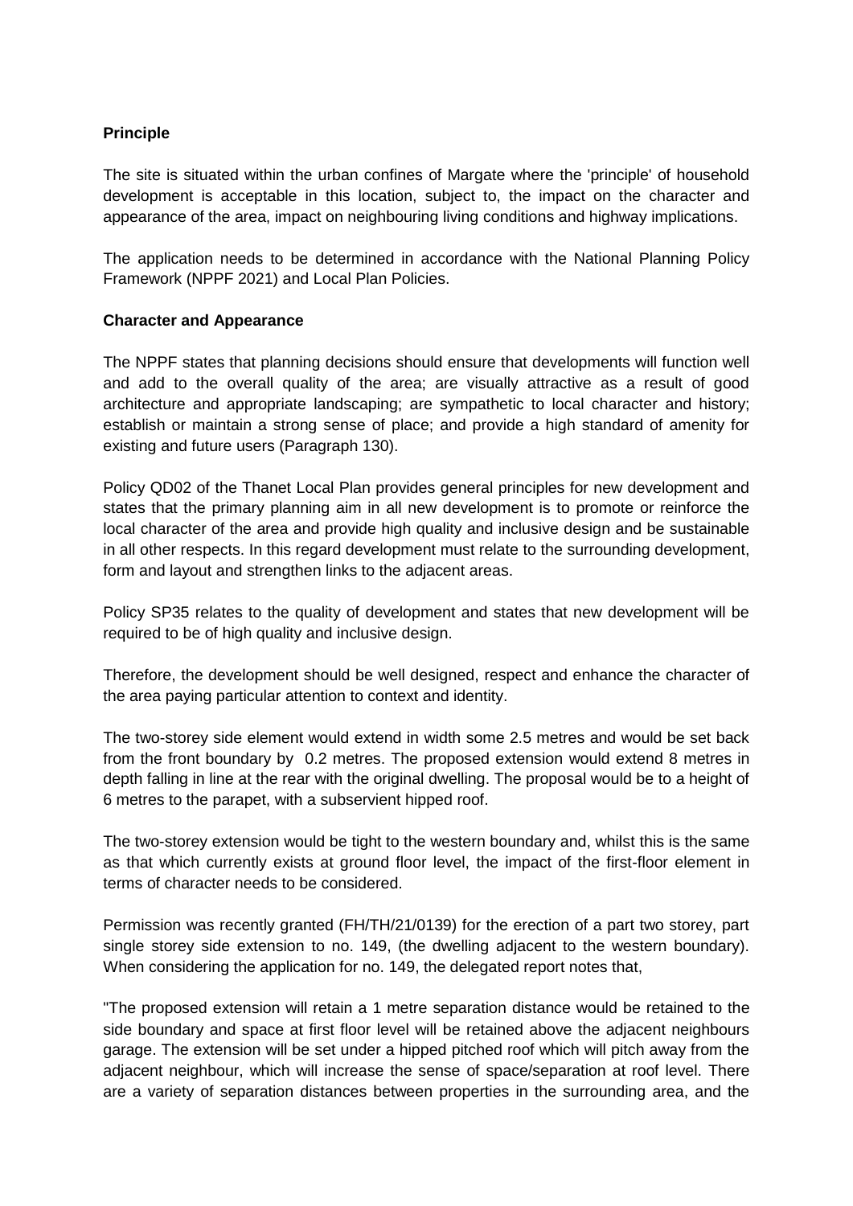**Principle**

The site is situated within the urban confines of Margate where the 'principle' of household development is acceptable in this location, subject to, the impact on the character and appearance of the area, impact on neighbouring living conditions and highway implications.

The application needs to be determined in accordance with the National Planning Policy Framework (NPPF 2021) and Local Plan Policies.

**Character and Appearance**

The NPPF states that planning decisions should ensure that developments will function well and add to the overall quality of the area; are visually attractive as a result of good architecture and appropriate landscaping; are sympathetic to local character and history; establish or maintain a strong sense of place; and provide a high standard of amenity for existing and future users (Paragraph 130).

Policy QD02 of the Thanet Local Plan provides general principles for new development and states that the primary planning aim in all new development is to promote or reinforce the local character of the area and provide high quality and inclusive design and be sustainable in all other respects. In this regard development must relate to the surrounding development, form and layout and strengthen links to the adjacent areas.

Policy SP35 relates to the quality of development and states that new development will be required to be of high quality and inclusive design.

Therefore, the development should be well designed, respect and enhance the character of the area paying particular attention to context and identity.

The two-storey side element would extend in width some 2.5 metres and would be set back from the front boundary by 0.2 metres. The proposed extension would extend 8 metres in depth falling in line at the rear with the original dwelling. The proposal would be to a height of 6 metres to the parapet, with a subservient hipped roof.

The two-storey extension would be tight to the western boundary and, whilst this is the same as that which currently exists at ground floor level, the impact of the first-floor element in terms of character needs to be considered.

Permission was recently granted (FH/TH/21/0139) for the erection of a part two storey, part single storey side extension to no. 149, (the dwelling adjacent to the western boundary). When considering the application for no. 149, the delegated report notes that,

"The proposed extension will retain a 1 metre separation distance would be retained to the side boundary and space at first floor level will be retained above the adjacent neighbours garage. The extension will be set under a hipped pitched roof which will pitch away from the adjacent neighbour, which will increase the sense of space/separation at roof level. There are a variety of separation distances between properties in the surrounding area, and the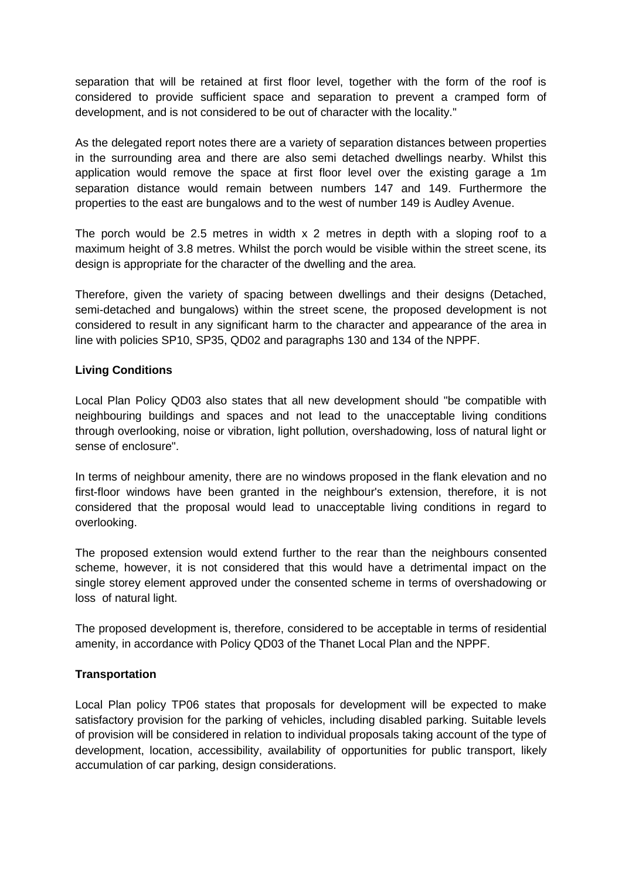separation that will be retained at first floor level, together with the form of the roof is considered to provide sufficient space and separation to prevent a cramped form of development, and is not considered to be out of character with the locality."

As the delegated report notes there are a variety of separation distances between properties in the surrounding area and there are also semi detached dwellings nearby. Whilst this application would remove the space at first floor level over the existing garage a 1m separation distance would remain between numbers 147 and 149. Furthermore the properties to the east are bungalows and to the west of number 149 is Audley Avenue.

The porch would be 2.5 metres in width x 2 metres in depth with a sloping roof to a maximum height of 3.8 metres. Whilst the porch would be visible within the street scene, its design is appropriate for the character of the dwelling and the area.

Therefore, given the variety of spacing between dwellings and their designs (Detached, semi-detached and bungalows) within the street scene, the proposed development is not considered to result in any significant harm to the character and appearance of the area in line with policies SP10, SP35, QD02 and paragraphs 130 and 134 of the NPPF.

**Living Conditions**

Local Plan Policy QD03 also states that all new development should "be compatible with neighbouring buildings and spaces and not lead to the unacceptable living conditions through overlooking, noise or vibration, light pollution, overshadowing, loss of natural light or sense of enclosure".

In terms of neighbour amenity, there are no windows proposed in the flank elevation and no first-floor windows have been granted in the neighbour's extension, therefore, it is not considered that the proposal would lead to unacceptable living conditions in regard to overlooking.

The proposed extension would extend further to the rear than the neighbours consented scheme, however, it is not considered that this would have a detrimental impact on the single storey element approved under the consented scheme in terms of overshadowing or loss of natural light.

The proposed development is, therefore, considered to be acceptable in terms of residential amenity, in accordance with Policy QD03 of the Thanet Local Plan and the NPPF.

**Transportation**

Local Plan policy TP06 states that proposals for development will be expected to make satisfactory provision for the parking of vehicles, including disabled parking. Suitable levels of provision will be considered in relation to individual proposals taking account of the type of development, location, accessibility, availability of opportunities for public transport, likely accumulation of car parking, design considerations.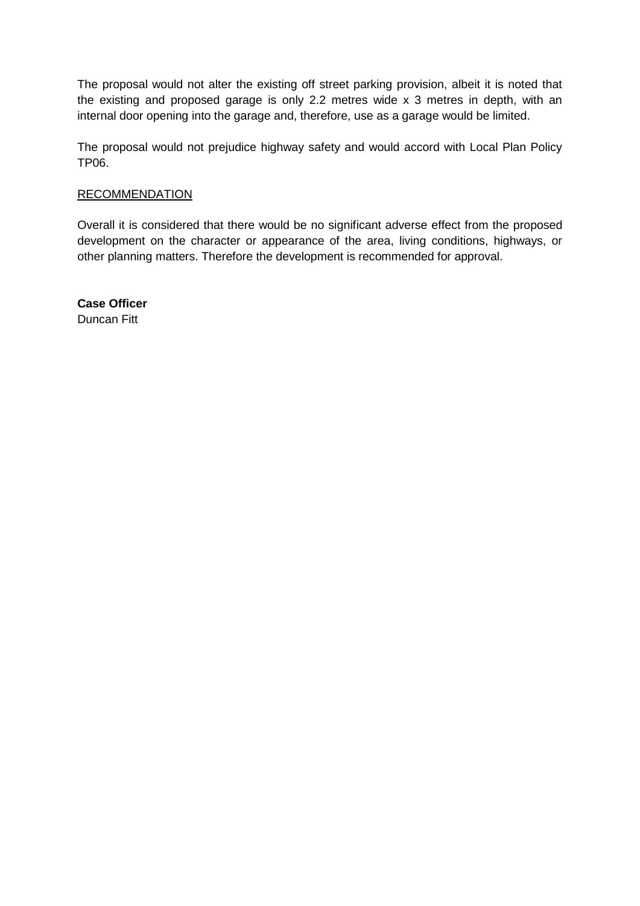The proposal would not alter the existing off street parking provision, albeit it is noted that the existing and proposed garage is only 2.2 metres wide x 3 metres in depth, with an internal door opening into the garage and, therefore, use as a garage would be limited.

The proposal would not prejudice highway safety and would accord with Local Plan Policy TP06.

<u>RECOMMENDATION</u>

Overall it is considered that there would be no significant adverse effect from the proposed development on the character or appearance of the area, living conditions, highways, or other planning matters. Therefore the development is recommended for approval.

**Case Officer**
Duncan Fitt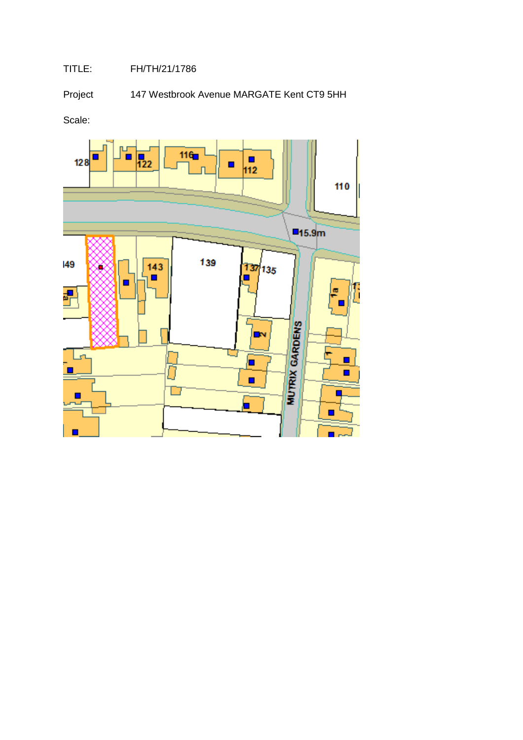TITLE: FH/TH/21/1786

Project 147 Westbrook Avenue MARGATE Kent CT9 5HH

Scale:

128
122
116
112
110
15.9m
149
143
139
137
135
1a
1a
2
1
MUTRIX GARDENS